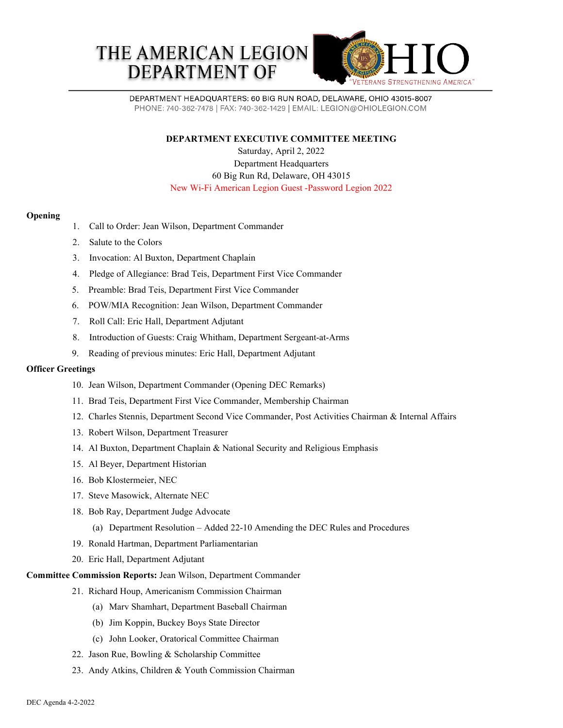# THE AMERICAN LEGION DEPARTMENT OF OHIO

"VETERANS STRENGTHENING AMERICA"

DEPARTMENT HEADQUARTERS: 60 BIG RUN ROAD, DELAWARE, OHIO 43015-8007
PHONE: 740-362-7478 | FAX: 740-362-1429 | EMAIL: LEGION@OHIOLEGION.COM

## DEPARTMENT EXECUTIVE COMMITTEE MEETING

Saturday, April 2, 2022
Department Headquarters
60 Big Run Rd, Delaware, OH 43015
New Wi-Fi American Legion Guest -Password Legion 2022

**Opening**

1. Call to Order: Jean Wilson, Department Commander
2. Salute to the Colors
3. Invocation: Al Buxton, Department Chaplain
4. Pledge of Allegiance: Brad Teis, Department First Vice Commander
5. Preamble: Brad Teis, Department First Vice Commander
6. POW/MIA Recognition: Jean Wilson, Department Commander
7. Roll Call: Eric Hall, Department Adjutant
8. Introduction of Guests: Craig Whitham, Department Sergeant-at-Arms
9. Reading of previous minutes: Eric Hall, Department Adjutant

**Officer Greetings**

10. Jean Wilson, Department Commander (Opening DEC Remarks)
11. Brad Teis, Department First Vice Commander, Membership Chairman
12. Charles Stennis, Department Second Vice Commander, Post Activities Chairman & Internal Affairs
13. Robert Wilson, Department Treasurer
14. Al Buxton, Department Chaplain & National Security and Religious Emphasis
15. Al Beyer, Department Historian
16. Bob Klostermeier, NEC
17. Steve Masowick, Alternate NEC
18. Bob Ray, Department Judge Advocate
    (a) Department Resolution – Added 22-10 Amending the DEC Rules and Procedures
19. Ronald Hartman, Department Parliamentarian
20. Eric Hall, Department Adjutant

**Committee Commission Reports:** Jean Wilson, Department Commander

21. Richard Houp, Americanism Commission Chairman
    (a) Marv Shamhart, Department Baseball Chairman
    (b) Jim Koppin, Buckey Boys State Director
    (c) John Looker, Oratorical Committee Chairman
22. Jason Rue, Bowling & Scholarship Committee
23. Andy Atkins, Children & Youth Commission Chairman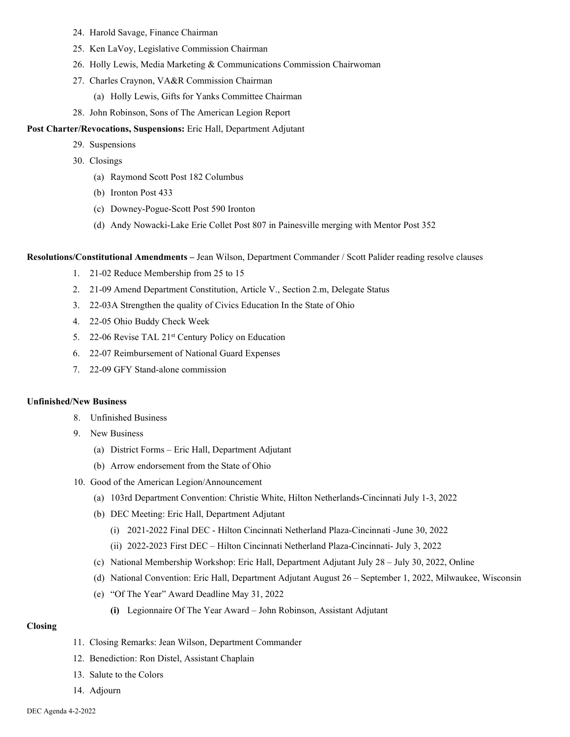24. Harold Savage, Finance Chairman
25. Ken LaVoy, Legislative Commission Chairman
26. Holly Lewis, Media Marketing & Communications Commission Chairwoman
27. Charles Craynon, VA&R Commission Chairman
    (a) Holly Lewis, Gifts for Yanks Committee Chairman
28. John Robinson, Sons of The American Legion Report

**Post Charter/Revocations, Suspensions:** Eric Hall, Department Adjutant

29. Suspensions
30. Closings
    (a) Raymond Scott Post 182 Columbus
    (b) Ironton Post 433
    (c) Downey-Pogue-Scott Post 590 Ironton
    (d) Andy Nowacki-Lake Erie Collet Post 807 in Painesville merging with Mentor Post 352

**Resolutions/Constitutional Amendments –** Jean Wilson, Department Commander / Scott Palider reading resolve clauses

1. 21-02 Reduce Membership from 25 to 15
2. 21-09 Amend Department Constitution, Article V., Section 2.m, Delegate Status
3. 22-03A Strengthen the quality of Civics Education In the State of Ohio
4. 22-05 Ohio Buddy Check Week
5. 22-06 Revise TAL 21st Century Policy on Education
6. 22-07 Reimbursement of National Guard Expenses
7. 22-09 GFY Stand-alone commission

**Unfinished/New Business**

8. Unfinished Business
9. New Business
    (a) District Forms – Eric Hall, Department Adjutant
    (b) Arrow endorsement from the State of Ohio
10. Good of the American Legion/Announcement
    (a) 103rd Department Convention: Christie White, Hilton Netherlands-Cincinnati July 1-3, 2022
    (b) DEC Meeting: Eric Hall, Department Adjutant
        (i) 2021-2022 Final DEC - Hilton Cincinnati Netherland Plaza-Cincinnati -June 30, 2022
        (ii) 2022-2023 First DEC – Hilton Cincinnati Netherland Plaza-Cincinnati- July 3, 2022
    (c) National Membership Workshop: Eric Hall, Department Adjutant July 28 – July 30, 2022, Online
    (d) National Convention: Eric Hall, Department Adjutant August 26 – September 1, 2022, Milwaukee, Wisconsin
    (e) "Of The Year" Award Deadline May 31, 2022
        **(i)** Legionnaire Of The Year Award – John Robinson, Assistant Adjutant

**Closing**

11. Closing Remarks: Jean Wilson, Department Commander
12. Benediction: Ron Distel, Assistant Chaplain
13. Salute to the Colors
14. Adjourn